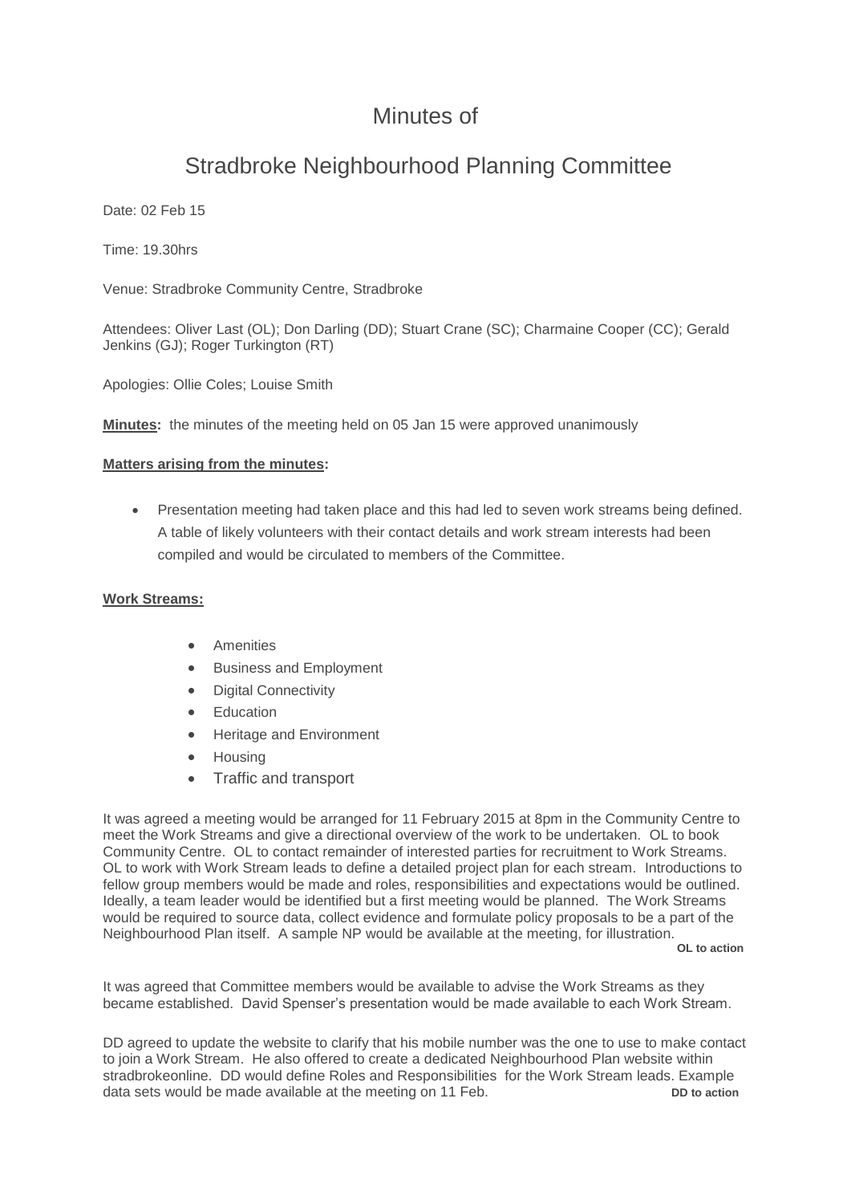# Minutes of

# Stradbroke Neighbourhood Planning Committee

Date: 02 Feb 15

Time: 19.30hrs

Venue: Stradbroke Community Centre, Stradbroke

Attendees: Oliver Last (OL); Don Darling (DD); Stuart Crane (SC); Charmaine Cooper (CC); Gerald Jenkins (GJ); Roger Turkington (RT)

Apologies: Ollie Coles; Louise Smith

**Minutes:** the minutes of the meeting held on 05 Jan 15 were approved unanimously

**Matters arising from the minutes:**

- Presentation meeting had taken place and this had led to seven work streams being defined. A table of likely volunteers with their contact details and work stream interests had been compiled and would be circulated to members of the Committee.

**Work Streams:**

- Amenities
- Business and Employment
- Digital Connectivity
- Education
- Heritage and Environment
- Housing
- Traffic and transport

It was agreed a meeting would be arranged for 11 February 2015 at 8pm in the Community Centre to meet the Work Streams and give a directional overview of the work to be undertaken. OL to book Community Centre. OL to contact remainder of interested parties for recruitment to Work Streams. OL to work with Work Stream leads to define a detailed project plan for each stream. Introductions to fellow group members would be made and roles, responsibilities and expectations would be outlined. Ideally, a team leader would be identified but a first meeting would be planned. The Work Streams would be required to source data, collect evidence and formulate policy proposals to be a part of the Neighbourhood Plan itself. A sample NP would be available at the meeting, for illustration.

**OL to action**

It was agreed that Committee members would be available to advise the Work Streams as they became established. David Spenser's presentation would be made available to each Work Stream.

DD agreed to update the website to clarify that his mobile number was the one to use to make contact to join a Work Stream. He also offered to create a dedicated Neighbourhood Plan website within stradbrokeonline. DD would define Roles and Responsibilities for the Work Stream leads. Example data sets would be made available at the meeting on 11 Feb.

**DD to action**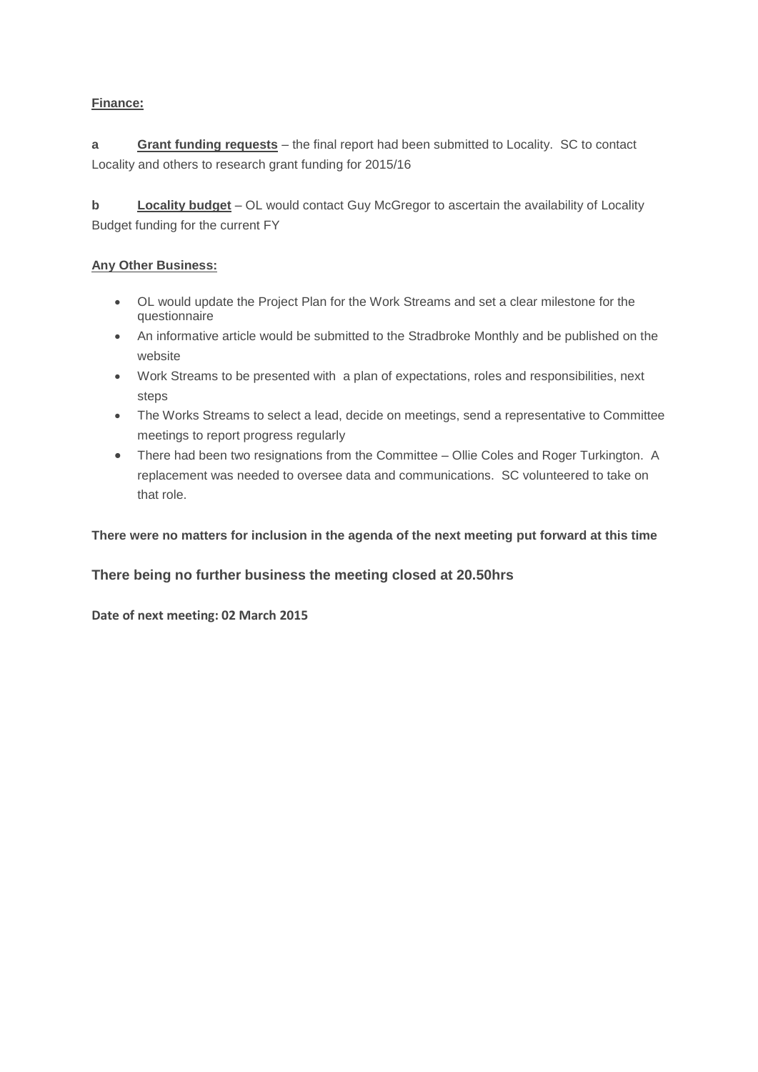**Finance:**

**a** **Grant funding requests** – the final report had been submitted to Locality. SC to contact Locality and others to research grant funding for 2015/16

**b** **Locality budget** – OL would contact Guy McGregor to ascertain the availability of Locality Budget funding for the current FY

**Any Other Business:**

- OL would update the Project Plan for the Work Streams and set a clear milestone for the questionnaire
- An informative article would be submitted to the Stradbroke Monthly and be published on the website
- Work Streams to be presented with a plan of expectations, roles and responsibilities, next steps
- The Works Streams to select a lead, decide on meetings, send a representative to Committee meetings to report progress regularly
- There had been two resignations from the Committee – Ollie Coles and Roger Turkington. A replacement was needed to oversee data and communications. SC volunteered to take on that role.

**There were no matters for inclusion in the agenda of the next meeting put forward at this time**

**There being no further business the meeting closed at 20.50hrs**

**Date of next meeting: 02 March 2015**